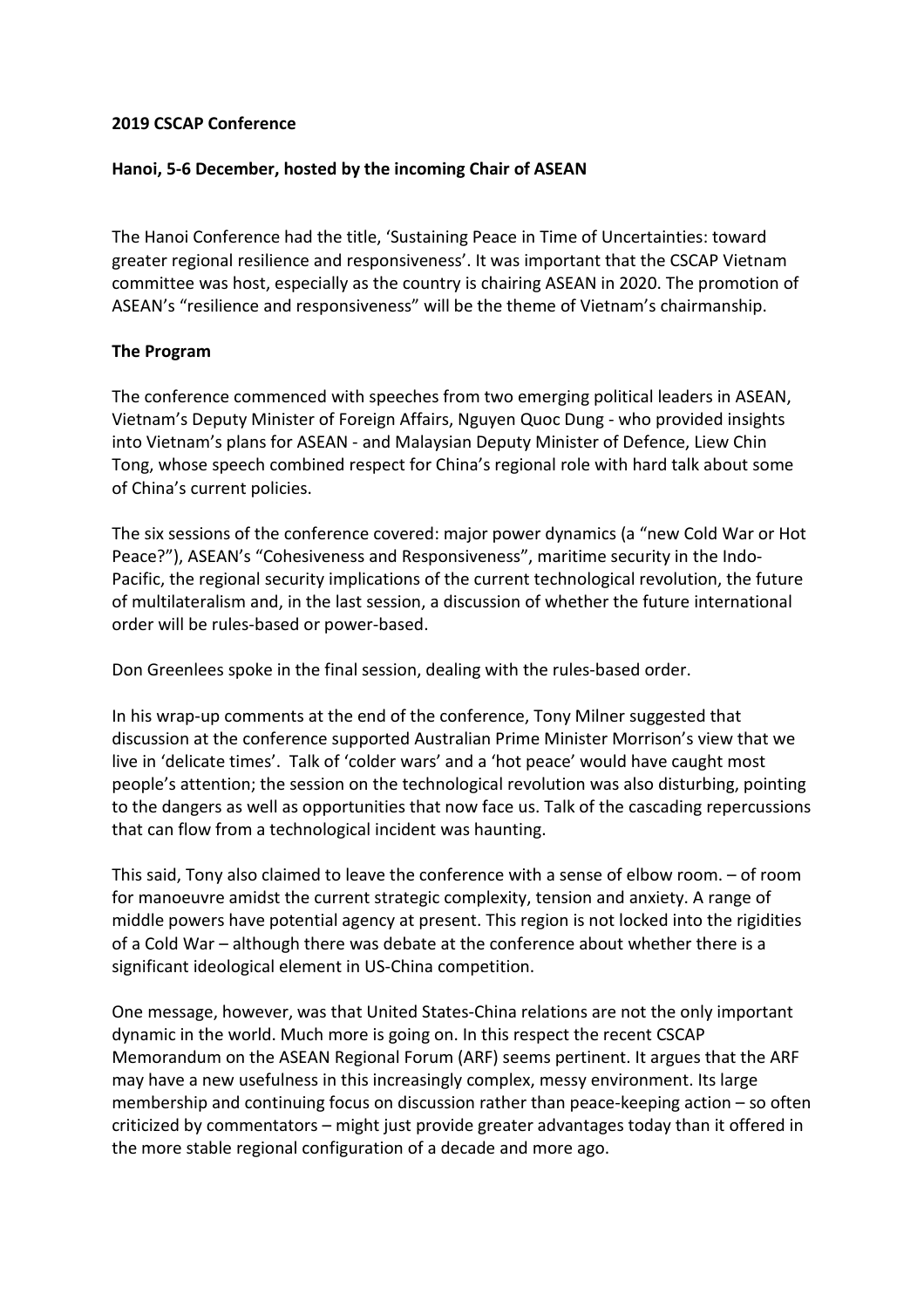**2019 CSCAP Conference**

**Hanoi, 5-6 December, hosted by the incoming Chair of ASEAN**

The Hanoi Conference had the title, 'Sustaining Peace in Time of Uncertainties: toward greater regional resilience and responsiveness'. It was important that the CSCAP Vietnam committee was host, especially as the country is chairing ASEAN in 2020. The promotion of ASEAN's "resilience and responsiveness" will be the theme of Vietnam's chairmanship.

**The Program**

The conference commenced with speeches from two emerging political leaders in ASEAN, Vietnam's Deputy Minister of Foreign Affairs, Nguyen Quoc Dung - who provided insights into Vietnam's plans for ASEAN - and Malaysian Deputy Minister of Defence, Liew Chin Tong, whose speech combined respect for China's regional role with hard talk about some of China's current policies.

The six sessions of the conference covered: major power dynamics (a "new Cold War or Hot Peace?"), ASEAN's "Cohesiveness and Responsiveness", maritime security in the Indo-Pacific, the regional security implications of the current technological revolution, the future of multilateralism and, in the last session, a discussion of whether the future international order will be rules-based or power-based.

Don Greenlees spoke in the final session, dealing with the rules-based order.

In his wrap-up comments at the end of the conference, Tony Milner suggested that discussion at the conference supported Australian Prime Minister Morrison's view that we live in 'delicate times'. Talk of 'colder wars' and a 'hot peace' would have caught most people's attention; the session on the technological revolution was also disturbing, pointing to the dangers as well as opportunities that now face us. Talk of the cascading repercussions that can flow from a technological incident was haunting.

This said, Tony also claimed to leave the conference with a sense of elbow room. – of room for manoeuvre amidst the current strategic complexity, tension and anxiety. A range of middle powers have potential agency at present. This region is not locked into the rigidities of a Cold War – although there was debate at the conference about whether there is a significant ideological element in US-China competition.

One message, however, was that United States-China relations are not the only important dynamic in the world. Much more is going on. In this respect the recent CSCAP Memorandum on the ASEAN Regional Forum (ARF) seems pertinent. It argues that the ARF may have a new usefulness in this increasingly complex, messy environment. Its large membership and continuing focus on discussion rather than peace-keeping action – so often criticized by commentators – might just provide greater advantages today than it offered in the more stable regional configuration of a decade and more ago.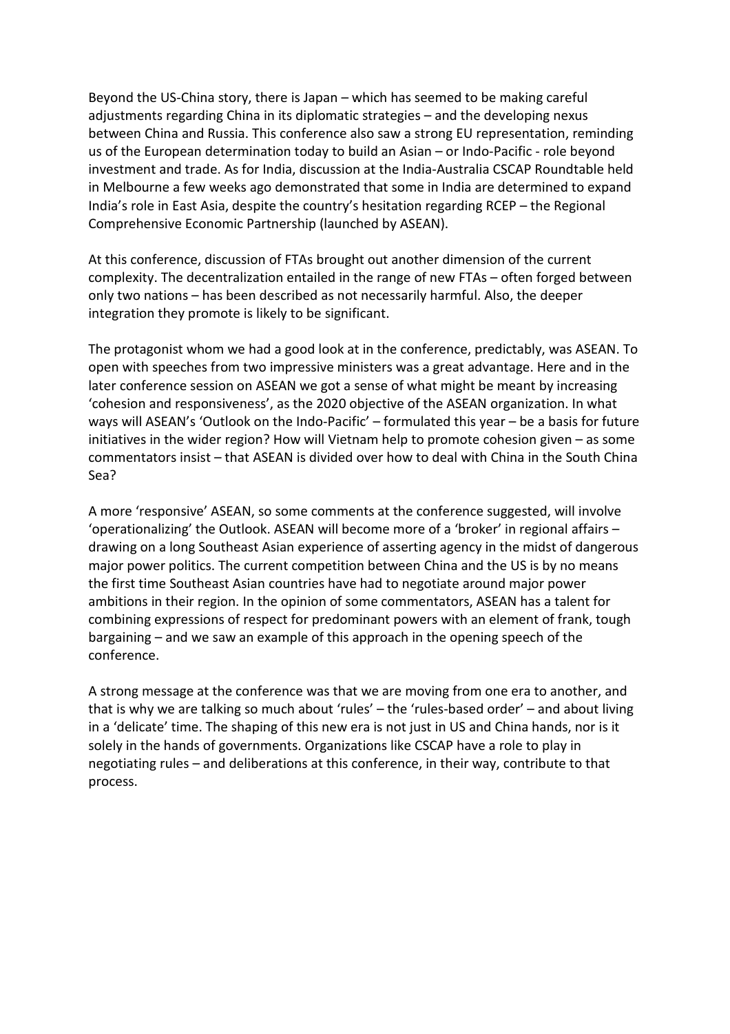Beyond the US-China story, there is Japan – which has seemed to be making careful adjustments regarding China in its diplomatic strategies – and the developing nexus between China and Russia. This conference also saw a strong EU representation, reminding us of the European determination today to build an Asian – or Indo-Pacific - role beyond investment and trade. As for India, discussion at the India-Australia CSCAP Roundtable held in Melbourne a few weeks ago demonstrated that some in India are determined to expand India's role in East Asia, despite the country's hesitation regarding RCEP – the Regional Comprehensive Economic Partnership (launched by ASEAN).

At this conference, discussion of FTAs brought out another dimension of the current complexity. The decentralization entailed in the range of new FTAs – often forged between only two nations – has been described as not necessarily harmful. Also, the deeper integration they promote is likely to be significant.

The protagonist whom we had a good look at in the conference, predictably, was ASEAN. To open with speeches from two impressive ministers was a great advantage. Here and in the later conference session on ASEAN we got a sense of what might be meant by increasing 'cohesion and responsiveness', as the 2020 objective of the ASEAN organization. In what ways will ASEAN's 'Outlook on the Indo-Pacific' – formulated this year – be a basis for future initiatives in the wider region? How will Vietnam help to promote cohesion given – as some commentators insist – that ASEAN is divided over how to deal with China in the South China Sea?

A more 'responsive' ASEAN, so some comments at the conference suggested, will involve 'operationalizing' the Outlook. ASEAN will become more of a 'broker' in regional affairs – drawing on a long Southeast Asian experience of asserting agency in the midst of dangerous major power politics. The current competition between China and the US is by no means the first time Southeast Asian countries have had to negotiate around major power ambitions in their region. In the opinion of some commentators, ASEAN has a talent for combining expressions of respect for predominant powers with an element of frank, tough bargaining – and we saw an example of this approach in the opening speech of the conference.

A strong message at the conference was that we are moving from one era to another, and that is why we are talking so much about 'rules' – the 'rules-based order' – and about living in a 'delicate' time. The shaping of this new era is not just in US and China hands, nor is it solely in the hands of governments. Organizations like CSCAP have a role to play in negotiating rules – and deliberations at this conference, in their way, contribute to that process.